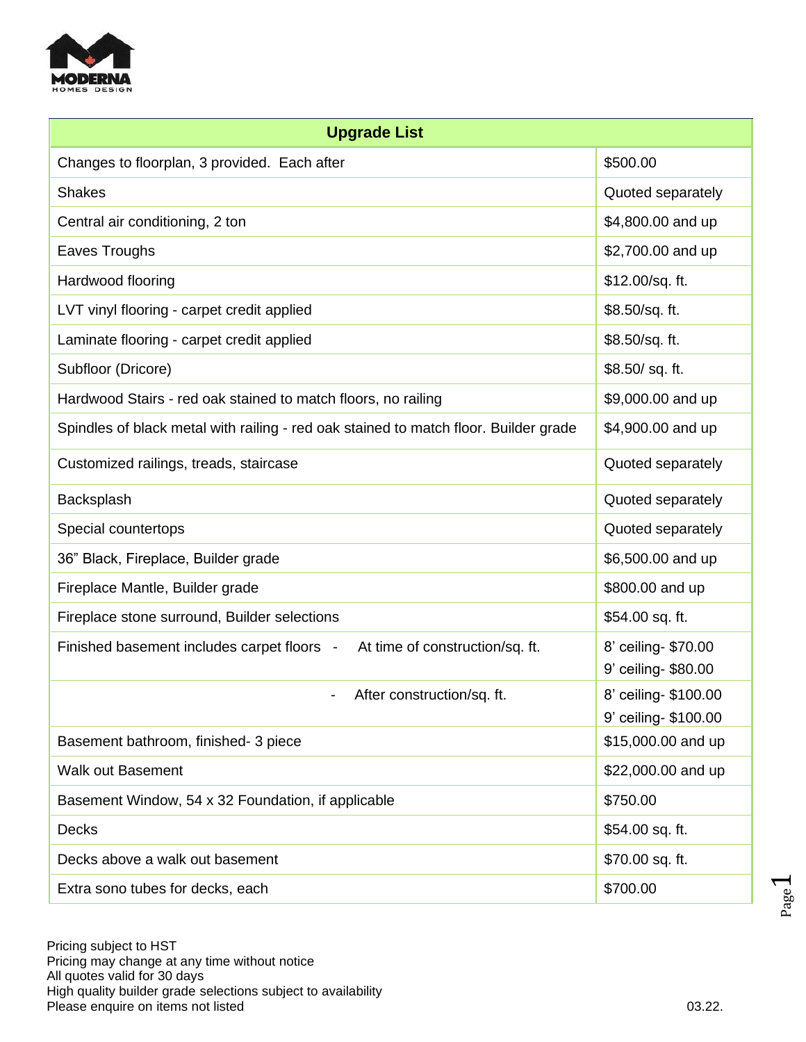MODERNA HOMES DESIGN

| Upgrade List | |
|---|---|
| Changes to floorplan, 3 provided. Each after | $500.00 |
| Shakes | Quoted separately |
| Central air conditioning, 2 ton | $4,800.00 and up |
| Eaves Troughs | $2,700.00 and up |
| Hardwood flooring | $12.00/sq. ft. |
| LVT vinyl flooring - carpet credit applied | $8.50/sq. ft. |
| Laminate flooring - carpet credit applied | $8.50/sq. ft. |
| Subfloor (Dricore) | $8.50/ sq. ft. |
| Hardwood Stairs - red oak stained to match floors, no railing | $9,000.00 and up |
| Spindles of black metal with railing - red oak stained to match floor. Builder grade | $4,900.00 and up |
| Customized railings, treads, staircase | Quoted separately |
| Backsplash | Quoted separately |
| Special countertops | Quoted separately |
| 36" Black, Fireplace, Builder grade | $6,500.00 and up |
| Fireplace Mantle, Builder grade | $800.00 and up |
| Fireplace stone surround, Builder selections | $54.00 sq. ft. |
| Finished basement includes carpet floors - At time of construction/sq. ft. | 8' ceiling- $70.00<br>9' ceiling- $80.00 |
| - After construction/sq. ft. | 8' ceiling- $100.00<br>9' ceiling- $100.00 |
| Basement bathroom, finished- 3 piece | $15,000.00 and up |
| Walk out Basement | $22,000.00 and up |
| Basement Window, 54 x 32 Foundation, if applicable | $750.00 |
| Decks | $54.00 sq. ft. |
| Decks above a walk out basement | $70.00 sq. ft. |
| Extra sono tubes for decks, each | $700.00 |

Pricing subject to HST
Pricing may change at any time without notice
All quotes valid for 30 days
High quality builder grade selections subject to availability
Please enquire on items not listed

03.22.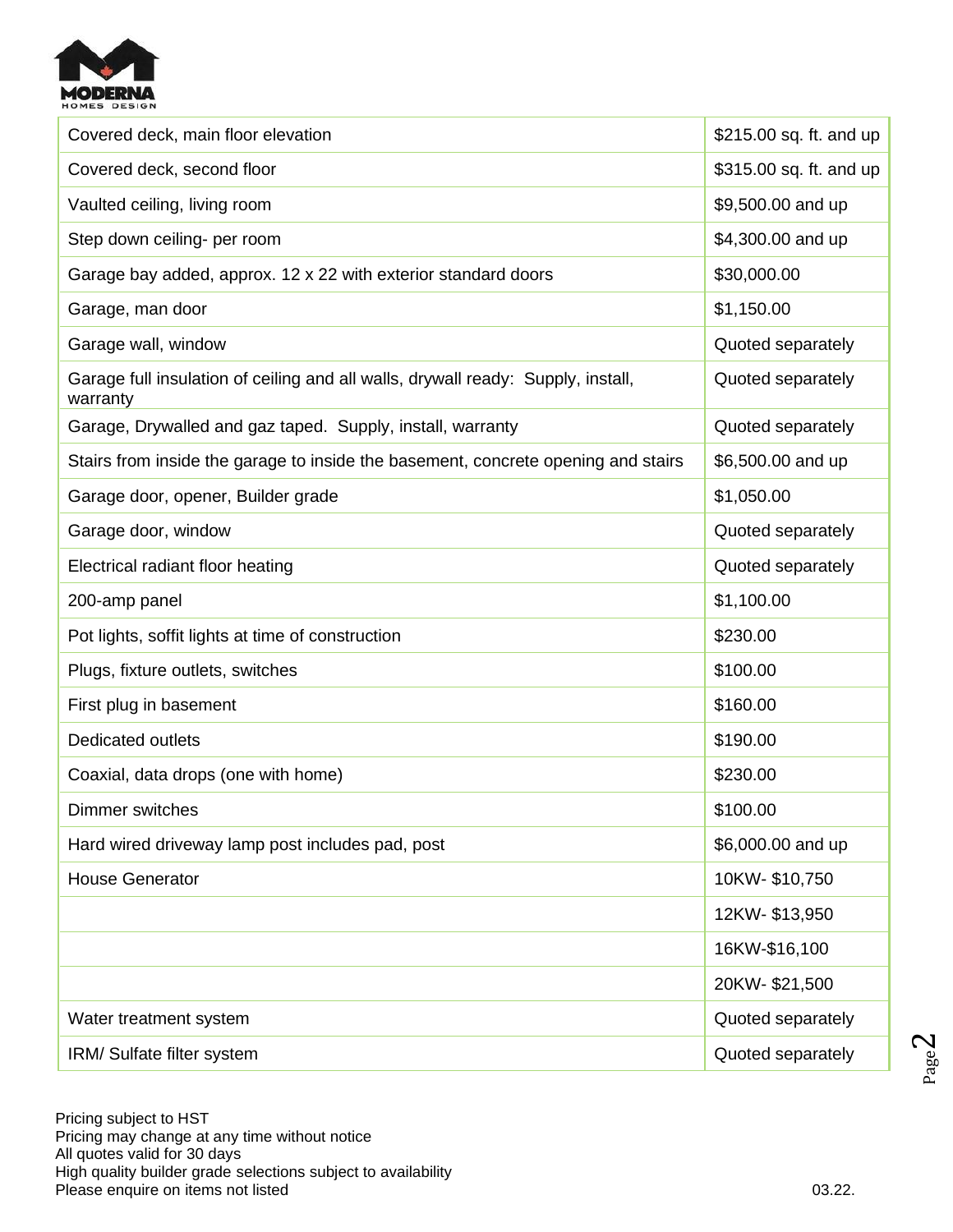| | |
|---|---|
| Covered deck, main floor elevation | $215.00 sq. ft. and up |
| Covered deck, second floor | $315.00 sq. ft. and up |
| Vaulted ceiling, living room | $9,500.00 and up |
| Step down ceiling- per room | $4,300.00 and up |
| Garage bay added, approx. 12 x 22 with exterior standard doors | $30,000.00 |
| Garage, man door | $1,150.00 |
| Garage wall, window | Quoted separately |
| Garage full insulation of ceiling and all walls, drywall ready: Supply, install, warranty | Quoted separately |
| Garage, Drywalled and gaz taped. Supply, install, warranty | Quoted separately |
| Stairs from inside the garage to inside the basement, concrete opening and stairs | $6,500.00 and up |
| Garage door, opener, Builder grade | $1,050.00 |
| Garage door, window | Quoted separately |
| Electrical radiant floor heating | Quoted separately |
| 200-amp panel | $1,100.00 |
| Pot lights, soffit lights at time of construction | $230.00 |
| Plugs, fixture outlets, switches | $100.00 |
| First plug in basement | $160.00 |
| Dedicated outlets | $190.00 |
| Coaxial, data drops (one with home) | $230.00 |
| Dimmer switches | $100.00 |
| Hard wired driveway lamp post includes pad, post | $6,000.00 and up |
| House Generator | 10KW- $10,750 |
| | 12KW- $13,950 |
| | 16KW-$16,100 |
| | 20KW- $21,500 |
| Water treatment system | Quoted separately |
| IRM/ Sulfate filter system | Quoted separately |

Pricing subject to HST
Pricing may change at any time without notice
All quotes valid for 30 days
High quality builder grade selections subject to availability
Please enquire on items not listed

03.22.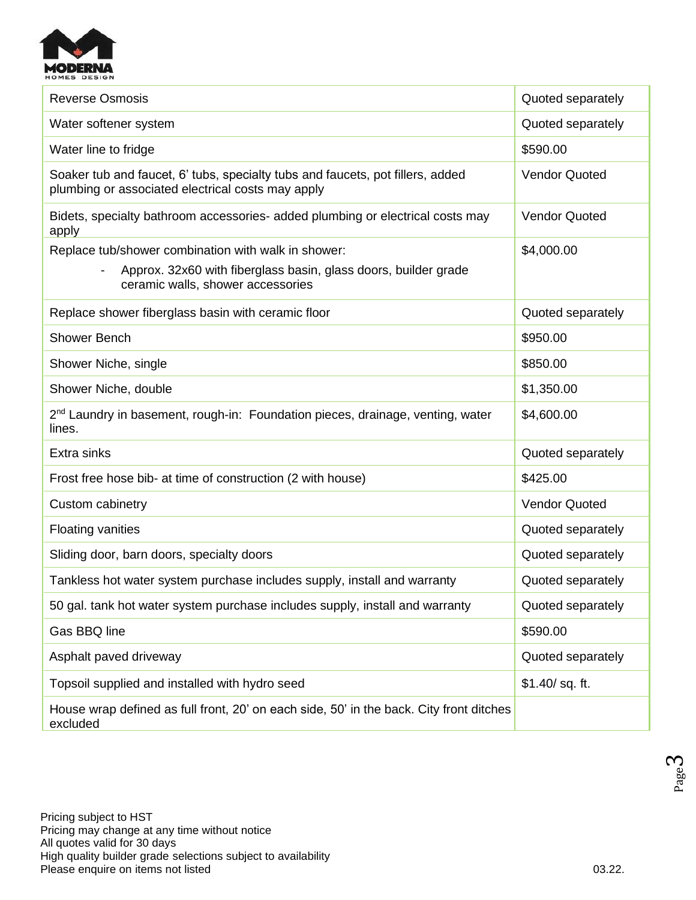| | |
|---|---|
| Reverse Osmosis | Quoted separately |
| Water softener system | Quoted separately |
| Water line to fridge | $590.00 |
| Soaker tub and faucet, 6' tubs, specialty tubs and faucets, pot fillers, added plumbing or associated electrical costs may apply | Vendor Quoted |
| Bidets, specialty bathroom accessories- added plumbing or electrical costs may apply | Vendor Quoted |
| Replace tub/shower combination with walk in shower:<br>- Approx. 32x60 with fiberglass basin, glass doors, builder grade ceramic walls, shower accessories | $4,000.00 |
| Replace shower fiberglass basin with ceramic floor | Quoted separately |
| Shower Bench | $950.00 |
| Shower Niche, single | $850.00 |
| Shower Niche, double | $1,350.00 |
| 2nd Laundry in basement, rough-in: Foundation pieces, drainage, venting, water lines. | $4,600.00 |
| Extra sinks | Quoted separately |
| Frost free hose bib- at time of construction (2 with house) | $425.00 |
| Custom cabinetry | Vendor Quoted |
| Floating vanities | Quoted separately |
| Sliding door, barn doors, specialty doors | Quoted separately |
| Tankless hot water system purchase includes supply, install and warranty | Quoted separately |
| 50 gal. tank hot water system purchase includes supply, install and warranty | Quoted separately |
| Gas BBQ line | $590.00 |
| Asphalt paved driveway | Quoted separately |
| Topsoil supplied and installed with hydro seed | $1.40/ sq. ft. |
| House wrap defined as full front, 20' on each side, 50' in the back. City front ditches excluded | |

Pricing subject to HST
Pricing may change at any time without notice
All quotes valid for 30 days
High quality builder grade selections subject to availability
Please enquire on items not listed

03.22.